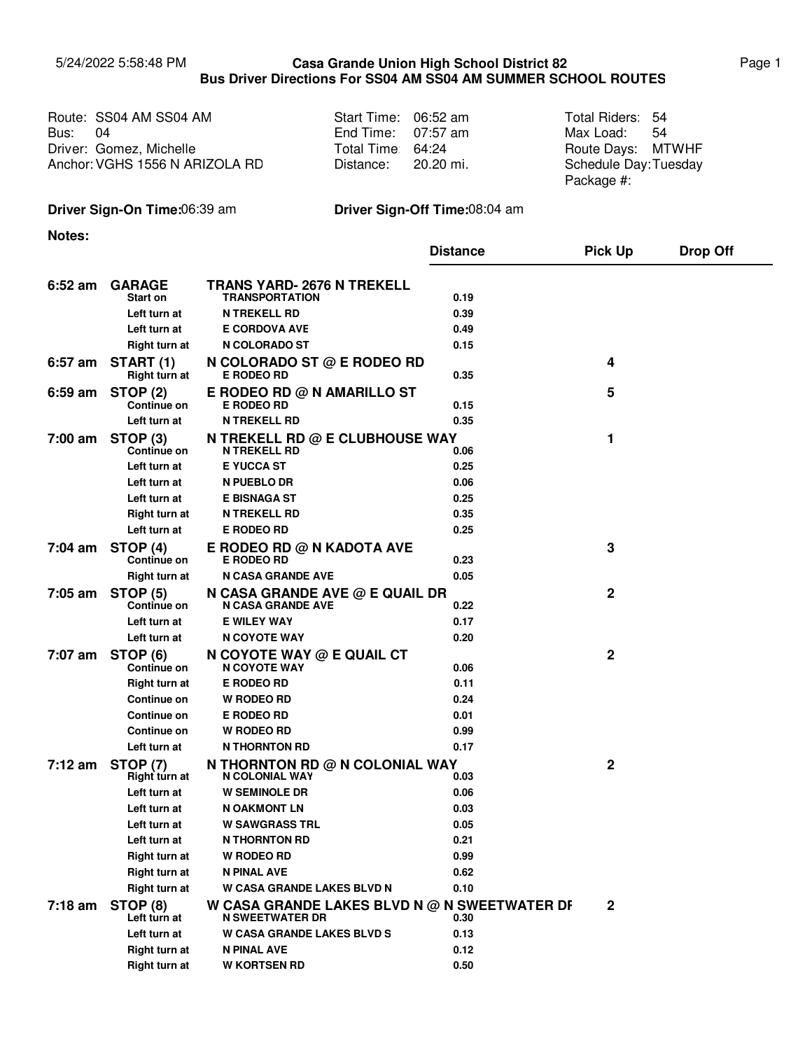5/24/2022 5:58:48 PM

# Casa Grande Union High School District 82
## Bus Driver Directions For SS04 AM SS04 AM SUMMER SCHOOL ROUTES

Route: SS04 AM SS04 AM
Bus: 04
Driver: Gomez, Michelle
Anchor: VGHS 1556 N ARIZOLA RD

Start Time: 06:52 am
End Time: 07:57 am
Total Time: 64:24
Distance: 20.20 mi.

Total Riders: 54
Max Load: 54
Route Days: MTWHF
Schedule Day: Tuesday
Package #:

**Driver Sign-On Time:** 06:39 am

**Driver Sign-Off Time:** 08:04 am

**Notes:**

| Time | Type | Location | Distance | Pick Up | Drop Off |
|---|---|---|---|---|---|
| **6:52 am** | **GARAGE** | **TRANS YARD- 2676 N TREKELL** | | | |
| | Start on | TRANSPORTATION | 0.19 | | |
| | Left turn at | N TREKELL RD | 0.39 | | |
| | Left turn at | E CORDOVA AVE | 0.49 | | |
| | Right turn at | N COLORADO ST | 0.15 | | |
| **6:57 am** | **START (1)** | **N COLORADO ST @ E RODEO RD** | | 4 | |
| | Right turn at | E RODEO RD | 0.35 | | |
| **6:59 am** | **STOP (2)** | **E RODEO RD @ N AMARILLO ST** | | 5 | |
| | Continue on | E RODEO RD | 0.15 | | |
| | Left turn at | N TREKELL RD | 0.35 | | |
| **7:00 am** | **STOP (3)** | **N TREKELL RD @ E CLUBHOUSE WAY** | | 1 | |
| | Continue on | N TREKELL RD | 0.06 | | |
| | Left turn at | E YUCCA ST | 0.25 | | |
| | Left turn at | N PUEBLO DR | 0.06 | | |
| | Left turn at | E BISNAGA ST | 0.25 | | |
| | Right turn at | N TREKELL RD | 0.35 | | |
| | Left turn at | E RODEO RD | 0.25 | | |
| **7:04 am** | **STOP (4)** | **E RODEO RD @ N KADOTA AVE** | | 3 | |
| | Continue on | E RODEO RD | 0.23 | | |
| | Right turn at | N CASA GRANDE AVE | 0.05 | | |
| **7:05 am** | **STOP (5)** | **N CASA GRANDE AVE @ E QUAIL DR** | | 2 | |
| | Continue on | N CASA GRANDE AVE | 0.22 | | |
| | Left turn at | E WILEY WAY | 0.17 | | |
| | Left turn at | N COYOTE WAY | 0.20 | | |
| **7:07 am** | **STOP (6)** | **N COYOTE WAY @ E QUAIL CT** | | 2 | |
| | Continue on | N COYOTE WAY | 0.06 | | |
| | Right turn at | E RODEO RD | 0.11 | | |
| | Continue on | W RODEO RD | 0.24 | | |
| | Continue on | E RODEO RD | 0.01 | | |
| | Continue on | W RODEO RD | 0.99 | | |
| | Left turn at | N THORNTON RD | 0.17 | | |
| **7:12 am** | **STOP (7)** | **N THORNTON RD @ N COLONIAL WAY** | | 2 | |
| | Right turn at | N COLONIAL WAY | 0.03 | | |
| | Left turn at | W SEMINOLE DR | 0.06 | | |
| | Left turn at | N OAKMONT LN | 0.03 | | |
| | Left turn at | W SAWGRASS TRL | 0.05 | | |
| | Left turn at | N THORNTON RD | 0.21 | | |
| | Right turn at | W RODEO RD | 0.99 | | |
| | Right turn at | N PINAL AVE | 0.62 | | |
| | Right turn at | W CASA GRANDE LAKES BLVD N | 0.10 | | |
| **7:18 am** | **STOP (8)** | **W CASA GRANDE LAKES BLVD N @ N SWEETWATER DF** | | 2 | |
| | Left turn at | N SWEETWATER DR | 0.30 | | |
| | Left turn at | W CASA GRANDE LAKES BLVD S | 0.13 | | |
| | Right turn at | N PINAL AVE | 0.12 | | |
| | Right turn at | W KORTSEN RD | 0.50 | | |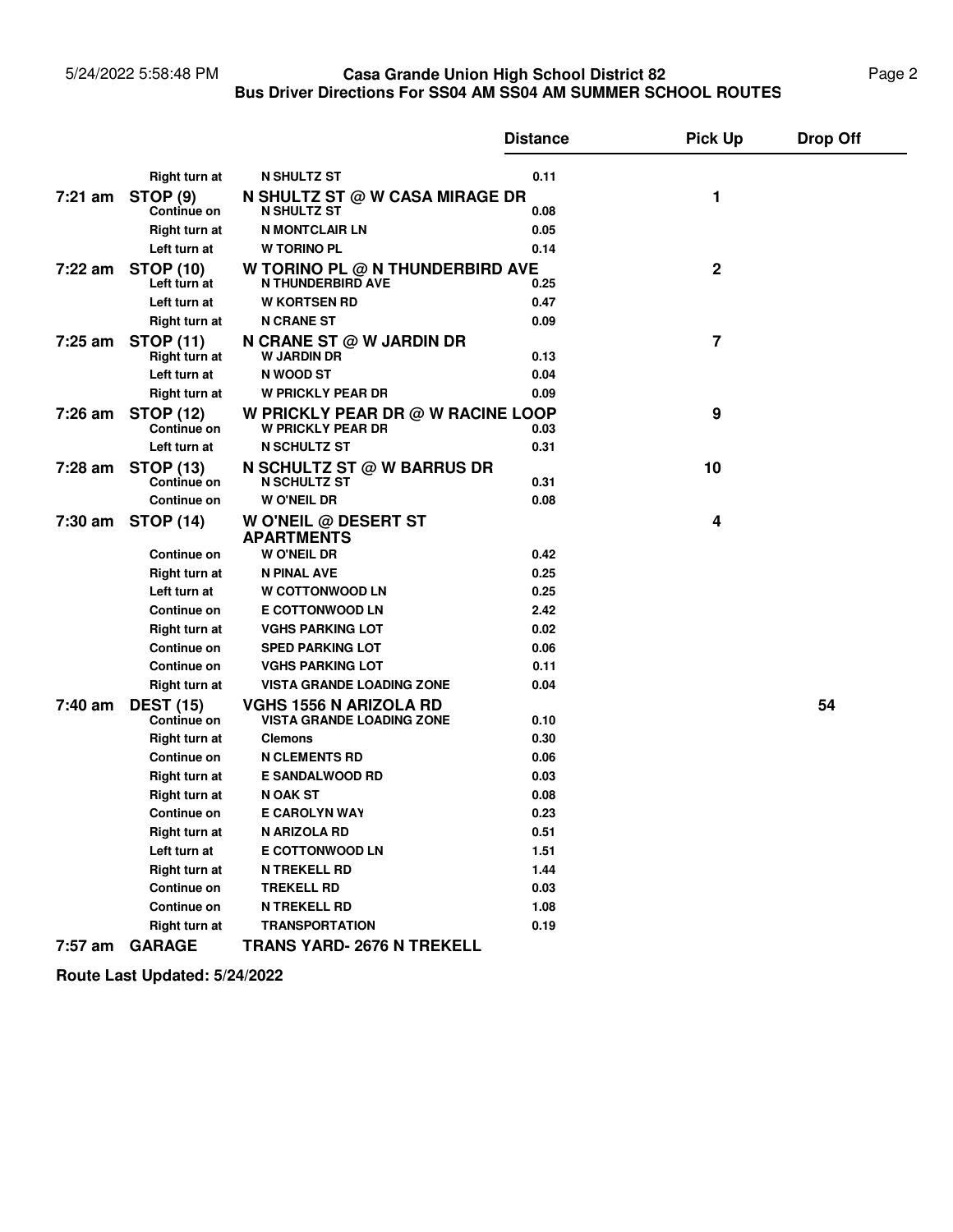| | | | Distance | Pick Up | Drop Off |
|---|---|---|---|---|---|
| | Right turn at | N SHULTZ ST | 0.11 | | |
| **7:21 am** | **STOP (9)** | **N SHULTZ ST @ W CASA MIRAGE DR** | | **1** | |
| | Continue on | N SHULTZ ST | 0.08 | | |
| | Right turn at | N MONTCLAIR LN | 0.05 | | |
| | Left turn at | W TORINO PL | 0.14 | | |
| **7:22 am** | **STOP (10)** | **W TORINO PL @ N THUNDERBIRD AVE** | | **2** | |
| | Left turn at | N THUNDERBIRD AVE | 0.25 | | |
| | Left turn at | W KORTSEN RD | 0.47 | | |
| | Right turn at | N CRANE ST | 0.09 | | |
| **7:25 am** | **STOP (11)** | **N CRANE ST @ W JARDIN DR** | | **7** | |
| | Right turn at | W JARDIN DR | 0.13 | | |
| | Left turn at | N WOOD ST | 0.04 | | |
| | Right turn at | W PRICKLY PEAR DR | 0.09 | | |
| **7:26 am** | **STOP (12)** | **W PRICKLY PEAR DR @ W RACINE LOOP** | | **9** | |
| | Continue on | W PRICKLY PEAR DR | 0.03 | | |
| | Left turn at | N SCHULTZ ST | 0.31 | | |
| **7:28 am** | **STOP (13)** | **N SCHULTZ ST @ W BARRUS DR** | | **10** | |
| | Continue on | N SCHULTZ ST | 0.31 | | |
| | Continue on | W O'NEIL DR | 0.08 | | |
| **7:30 am** | **STOP (14)** | **W O'NEIL @ DESERT ST APARTMENTS** | | **4** | |
| | Continue on | W O'NEIL DR | 0.42 | | |
| | Right turn at | N PINAL AVE | 0.25 | | |
| | Left turn at | W COTTONWOOD LN | 0.25 | | |
| | Continue on | E COTTONWOOD LN | 2.42 | | |
| | Right turn at | VGHS PARKING LOT | 0.02 | | |
| | Continue on | SPED PARKING LOT | 0.06 | | |
| | Continue on | VGHS PARKING LOT | 0.11 | | |
| | Right turn at | VISTA GRANDE LOADING ZONE | 0.04 | | |
| **7:40 am** | **DEST (15)** | **VGHS 1556 N ARIZOLA RD** | | | **54** |
| | Continue on | VISTA GRANDE LOADING ZONE | 0.10 | | |
| | Right turn at | Clemons | 0.30 | | |
| | Continue on | N CLEMENTS RD | 0.06 | | |
| | Right turn at | E SANDALWOOD RD | 0.03 | | |
| | Right turn at | N OAK ST | 0.08 | | |
| | Continue on | E CAROLYN WAY | 0.23 | | |
| | Right turn at | N ARIZOLA RD | 0.51 | | |
| | Left turn at | E COTTONWOOD LN | 1.51 | | |
| | Right turn at | N TREKELL RD | 1.44 | | |
| | Continue on | TREKELL RD | 0.03 | | |
| | Continue on | N TREKELL RD | 1.08 | | |
| | Right turn at | TRANSPORTATION | 0.19 | | |
| **7:57 am** | **GARAGE** | **TRANS YARD- 2676 N TREKELL** | | | |

**Route Last Updated: 5/24/2022**